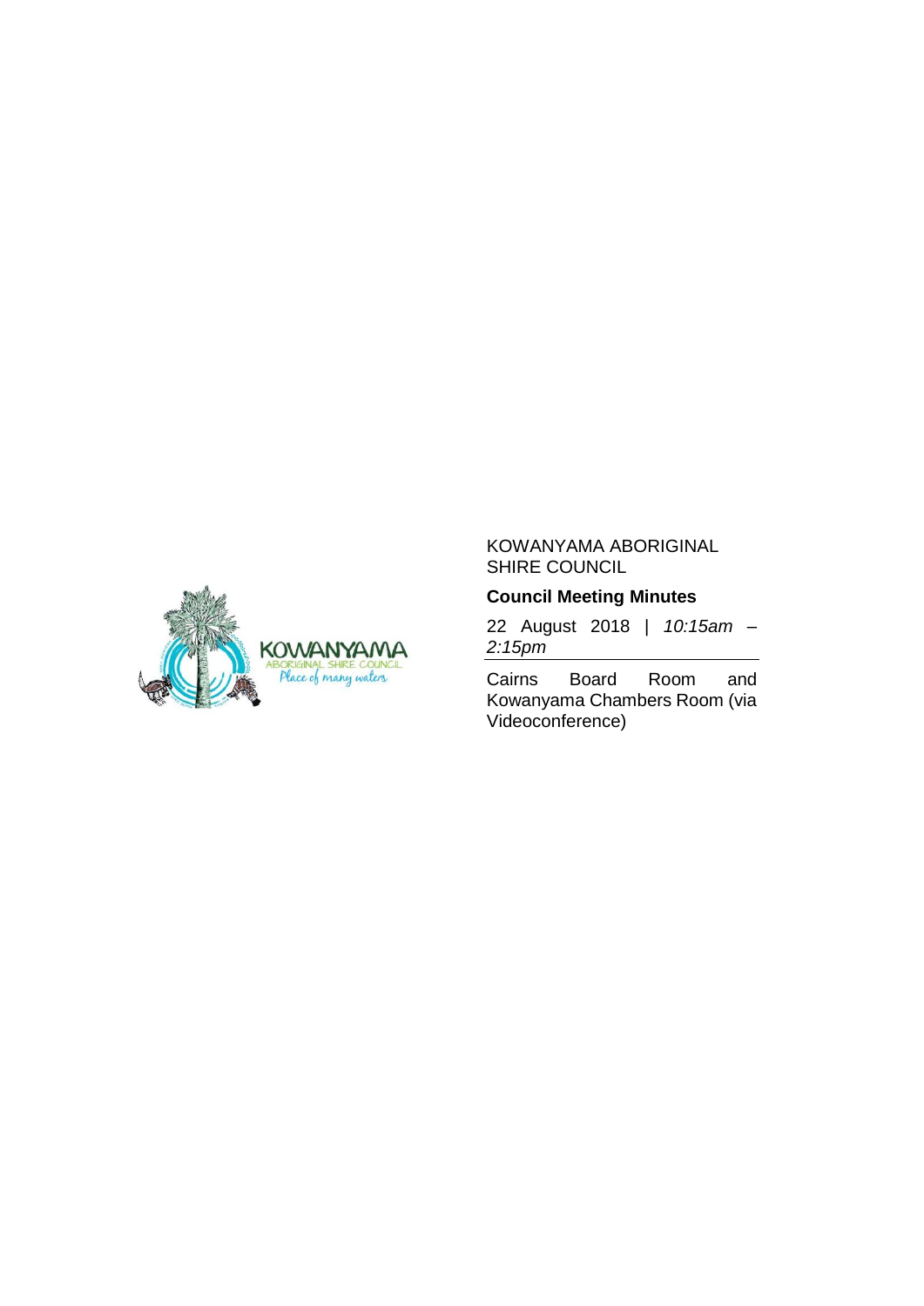KOWANYAMA ABORIGINAL SHIRE COUNCIL

**Council Meeting Minutes**

22 August 2018 | *10:15am – 2:15pm*

Cairns Board Room and Kowanyama Chambers Room (via Videoconference)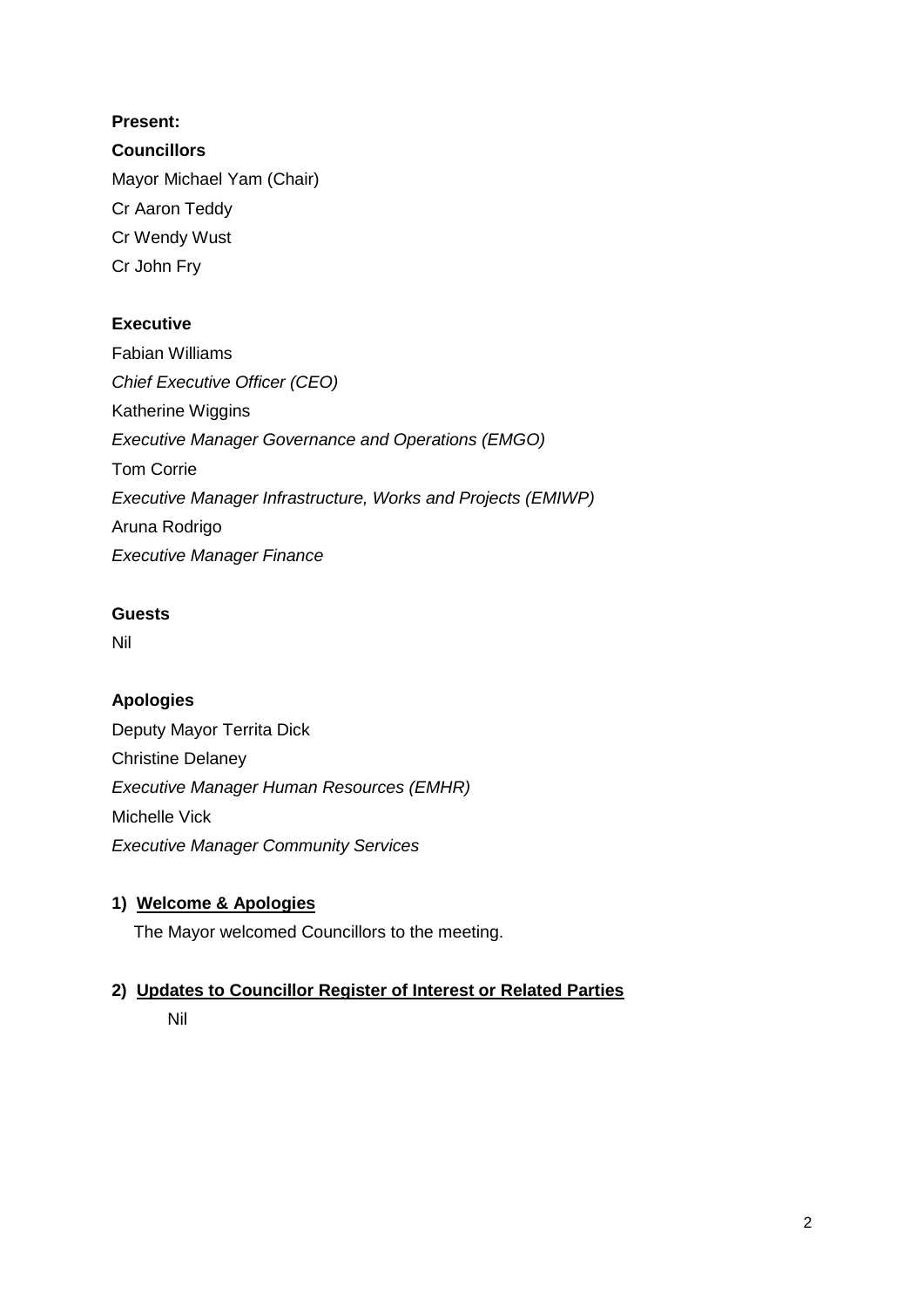**Present:**

**Councillors**

Mayor Michael Yam (Chair)

Cr Aaron Teddy

Cr Wendy Wust

Cr John Fry

**Executive**

Fabian Williams

*Chief Executive Officer (CEO)*

Katherine Wiggins

*Executive Manager Governance and Operations (EMGO)*

Tom Corrie

*Executive Manager Infrastructure, Works and Projects (EMIWP)*

Aruna Rodrigo

*Executive Manager Finance*

**Guests**

Nil

**Apologies**

Deputy Mayor Territa Dick

Christine Delaney

*Executive Manager Human Resources (EMHR)*

Michelle Vick

*Executive Manager Community Services*

**1) Welcome & Apologies**

The Mayor welcomed Councillors to the meeting.

**2) Updates to Councillor Register of Interest or Related Parties**

Nil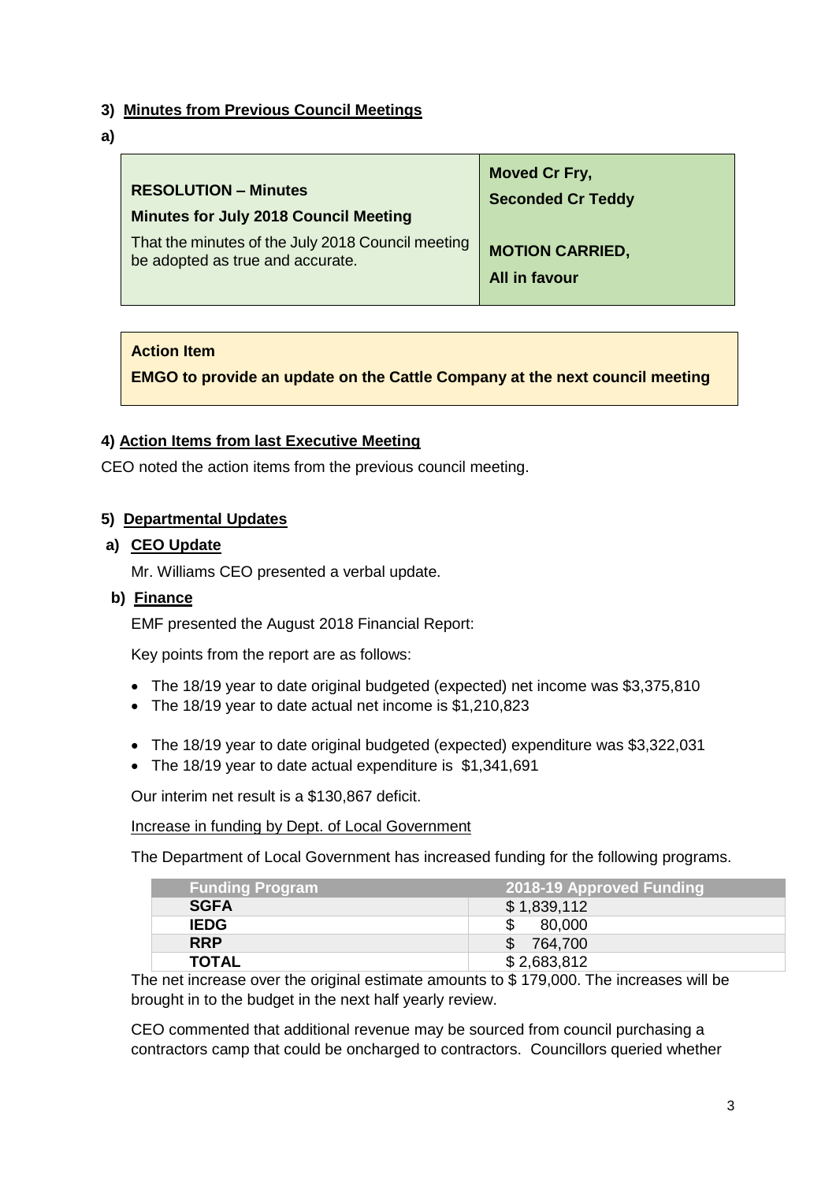## 3) Minutes from Previous Council Meetings

**a)**

| **RESOLUTION – Minutes**<br>**Minutes for July 2018 Council Meeting**<br>That the minutes of the July 2018 Council meeting be adopted as true and accurate. | **Moved Cr Fry,**<br>**Seconded Cr Teddy**<br><br>**MOTION CARRIED,**<br>**All in favour** |
|---|---|

**Action Item**

**EMGO to provide an update on the Cattle Company at the next council meeting**

## 4) Action Items from last Executive Meeting

CEO noted the action items from the previous council meeting.

## 5) Departmental Updates

### a) CEO Update

Mr. Williams CEO presented a verbal update.

### b) Finance

EMF presented the August 2018 Financial Report:

Key points from the report are as follows:

- The 18/19 year to date original budgeted (expected) net income was $3,375,810
- The 18/19 year to date actual net income is $1,210,823

- The 18/19 year to date original budgeted (expected) expenditure was $3,322,031
- The 18/19 year to date actual expenditure is $1,341,691

Our interim net result is a $130,867 deficit.

Increase in funding by Dept. of Local Government

The Department of Local Government has increased funding for the following programs.

| Funding Program | 2018-19 Approved Funding |
|---|---|
| **SGFA** | $ 1,839,112 |
| **IEDG** | $ 80,000 |
| **RRP** | $ 764,700 |
| **TOTAL** | $ 2,683,812 |

The net increase over the original estimate amounts to $ 179,000. The increases will be brought in to the budget in the next half yearly review.

CEO commented that additional revenue may be sourced from council purchasing a contractors camp that could be oncharged to contractors. Councillors queried whether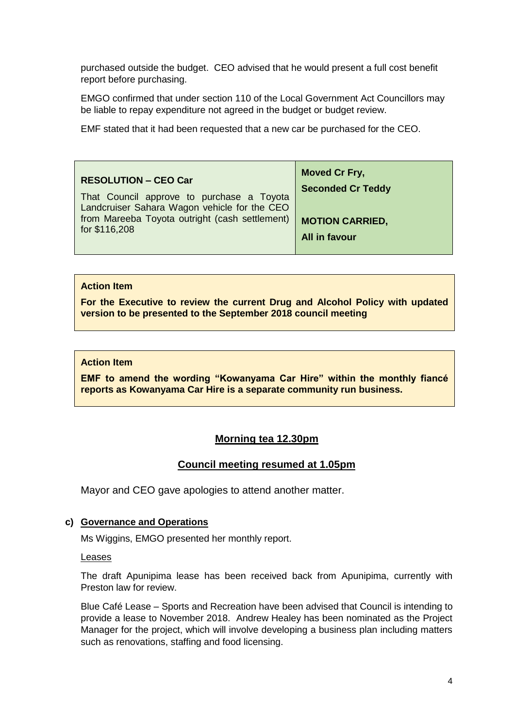purchased outside the budget. CEO advised that he would present a full cost benefit report before purchasing.

EMGO confirmed that under section 110 of the Local Government Act Councillors may be liable to repay expenditure not agreed in the budget or budget review.

EMF stated that it had been requested that a new car be purchased for the CEO.

| **RESOLUTION – CEO Car**<br>That Council approve to purchase a Toyota Landcruiser Sahara Wagon vehicle for the CEO from Mareeba Toyota outright (cash settlement) for $116,208 | **Moved Cr Fry,**<br>**Seconded Cr Teddy**<br><br>**MOTION CARRIED,**<br>**All in favour** |
|---|---|

**Action Item**

**For the Executive to review the current Drug and Alcohol Policy with updated version to be presented to the September 2018 council meeting**

**Action Item**

**EMF to amend the wording "Kowanyama Car Hire" within the monthly fiancé reports as Kowanyama Car Hire is a separate community run business.**

**Morning tea 12.30pm**

**Council meeting resumed at 1.05pm**

Mayor and CEO gave apologies to attend another matter.

**c) Governance and Operations**

Ms Wiggins, EMGO presented her monthly report.

Leases

The draft Apunipima lease has been received back from Apunipima, currently with Preston law for review.

Blue Café Lease – Sports and Recreation have been advised that Council is intending to provide a lease to November 2018. Andrew Healey has been nominated as the Project Manager for the project, which will involve developing a business plan including matters such as renovations, staffing and food licensing.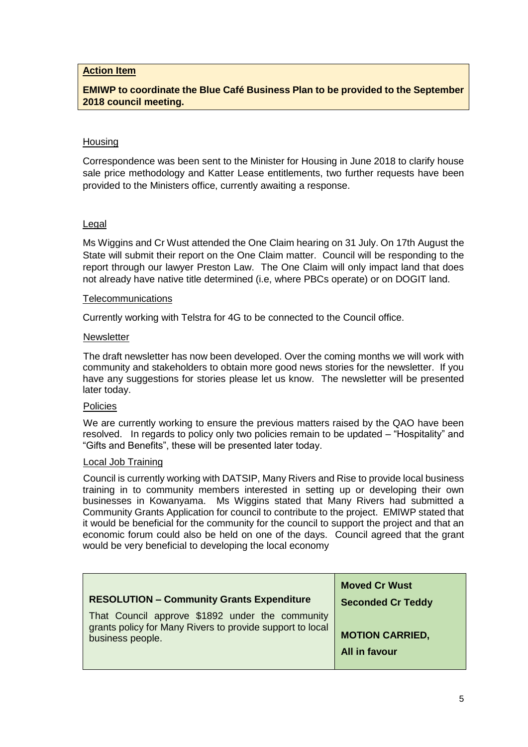| **Action Item** |
| --- |
| **EMIWP to coordinate the Blue Café Business Plan to be provided to the September 2018 council meeting.** |

Housing

Correspondence was been sent to the Minister for Housing in June 2018 to clarify house sale price methodology and Katter Lease entitlements, two further requests have been provided to the Ministers office, currently awaiting a response.

Legal

Ms Wiggins and Cr Wust attended the One Claim hearing on 31 July. On 17th August the State will submit their report on the One Claim matter. Council will be responding to the report through our lawyer Preston Law. The One Claim will only impact land that does not already have native title determined (i.e, where PBCs operate) or on DOGIT land.

Telecommunications

Currently working with Telstra for 4G to be connected to the Council office.

Newsletter

The draft newsletter has now been developed. Over the coming months we will work with community and stakeholders to obtain more good news stories for the newsletter. If you have any suggestions for stories please let us know. The newsletter will be presented later today.

Policies

We are currently working to ensure the previous matters raised by the QAO have been resolved. In regards to policy only two policies remain to be updated – "Hospitality" and "Gifts and Benefits", these will be presented later today.

Local Job Training

Council is currently working with DATSIP, Many Rivers and Rise to provide local business training in to community members interested in setting up or developing their own businesses in Kowanyama. Ms Wiggins stated that Many Rivers had submitted a Community Grants Application for council to contribute to the project. EMIWP stated that it would be beneficial for the community for the council to support the project and that an economic forum could also be held on one of the days. Council agreed that the grant would be very beneficial to developing the local economy

| **RESOLUTION – Community Grants Expenditure**<br><br>That Council approve $1892 under the community grants policy for Many Rivers to provide support to local business people. | **Moved Cr Wust**<br><br>**Seconded Cr Teddy**<br><br>**MOTION CARRIED,**<br><br>**All in favour** |
| --- | --- |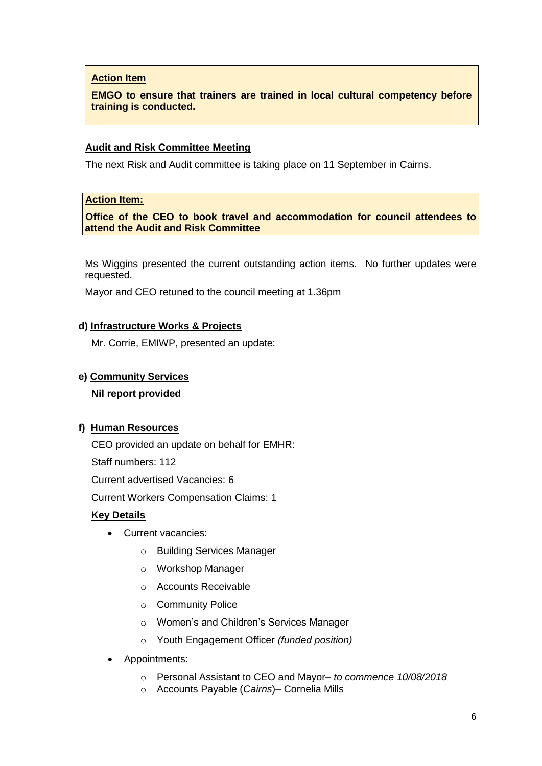**Action Item**

**EMGO to ensure that trainers are trained in local cultural competency before training is conducted.**

**Audit and Risk Committee Meeting**

The next Risk and Audit committee is taking place on 11 September in Cairns.

**Action Item:**

**Office of the CEO to book travel and accommodation for council attendees to attend the Audit and Risk Committee**

Ms Wiggins presented the current outstanding action items. No further updates were requested.

Mayor and CEO retuned to the council meeting at 1.36pm

**d) Infrastructure Works & Projects**

Mr. Corrie, EMIWP, presented an update:

**e) Community Services**

**Nil report provided**

**f) Human Resources**

CEO provided an update on behalf for EMHR:

Staff numbers: 112

Current advertised Vacancies: 6

Current Workers Compensation Claims: 1

**Key Details**

- Current vacancies:
  - Building Services Manager
  - Workshop Manager
  - Accounts Receivable
  - Community Police
  - Women's and Children's Services Manager
  - Youth Engagement Officer *(funded position)*
- Appointments:
  - Personal Assistant to CEO and Mayor– *to commence 10/08/2018*
  - Accounts Payable (*Cairns*)– Cornelia Mills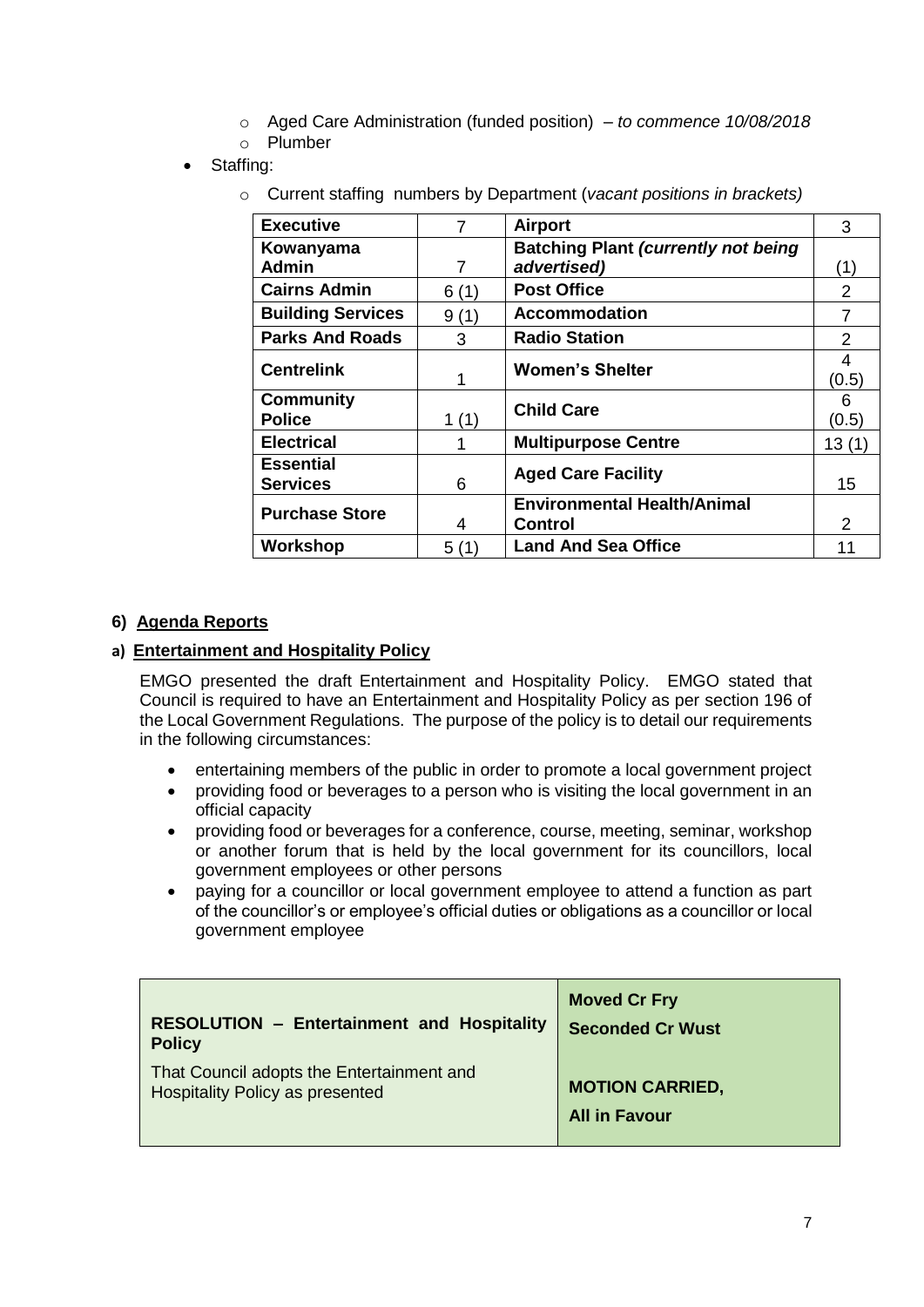- Aged Care Administration (funded position) – *to commence 10/08/2018*
  - Plumber
- Staffing:
  - Current staffing numbers by Department (*vacant positions in brackets)*

| **Executive** | 7 | **Airport** | 3 |
|---|---|---|---|
| **Kowanyama Admin** | 7 | **Batching Plant *(currently not being advertised)*** | (1) |
| **Cairns Admin** | 6 (1) | **Post Office** | 2 |
| **Building Services** | 9 (1) | **Accommodation** | 7 |
| **Parks And Roads** | 3 | **Radio Station** | 2 |
| **Centrelink** | 1 | **Women's Shelter** | 4 (0.5) |
| **Community Police** | 1 (1) | **Child Care** | 6 (0.5) |
| **Electrical** | 1 | **Multipurpose Centre** | 13 (1) |
| **Essential Services** | 6 | **Aged Care Facility** | 15 |
| **Purchase Store** | 4 | **Environmental Health/Animal Control** | 2 |
| **Workshop** | 5 (1) | **Land And Sea Office** | 11 |

## 6) Agenda Reports

### a) Entertainment and Hospitality Policy

EMGO presented the draft Entertainment and Hospitality Policy. EMGO stated that Council is required to have an Entertainment and Hospitality Policy as per section 196 of the Local Government Regulations. The purpose of the policy is to detail our requirements in the following circumstances:

- entertaining members of the public in order to promote a local government project
- providing food or beverages to a person who is visiting the local government in an official capacity
- providing food or beverages for a conference, course, meeting, seminar, workshop or another forum that is held by the local government for its councillors, local government employees or other persons
- paying for a councillor or local government employee to attend a function as part of the councillor's or employee's official duties or obligations as a councillor or local government employee

| **RESOLUTION – Entertainment and Hospitality Policy** | **Moved Cr Fry** |
|---|---|
| | **Seconded Cr Wust** |
| That Council adopts the Entertainment and Hospitality Policy as presented | **MOTION CARRIED,** |
| | **All in Favour** |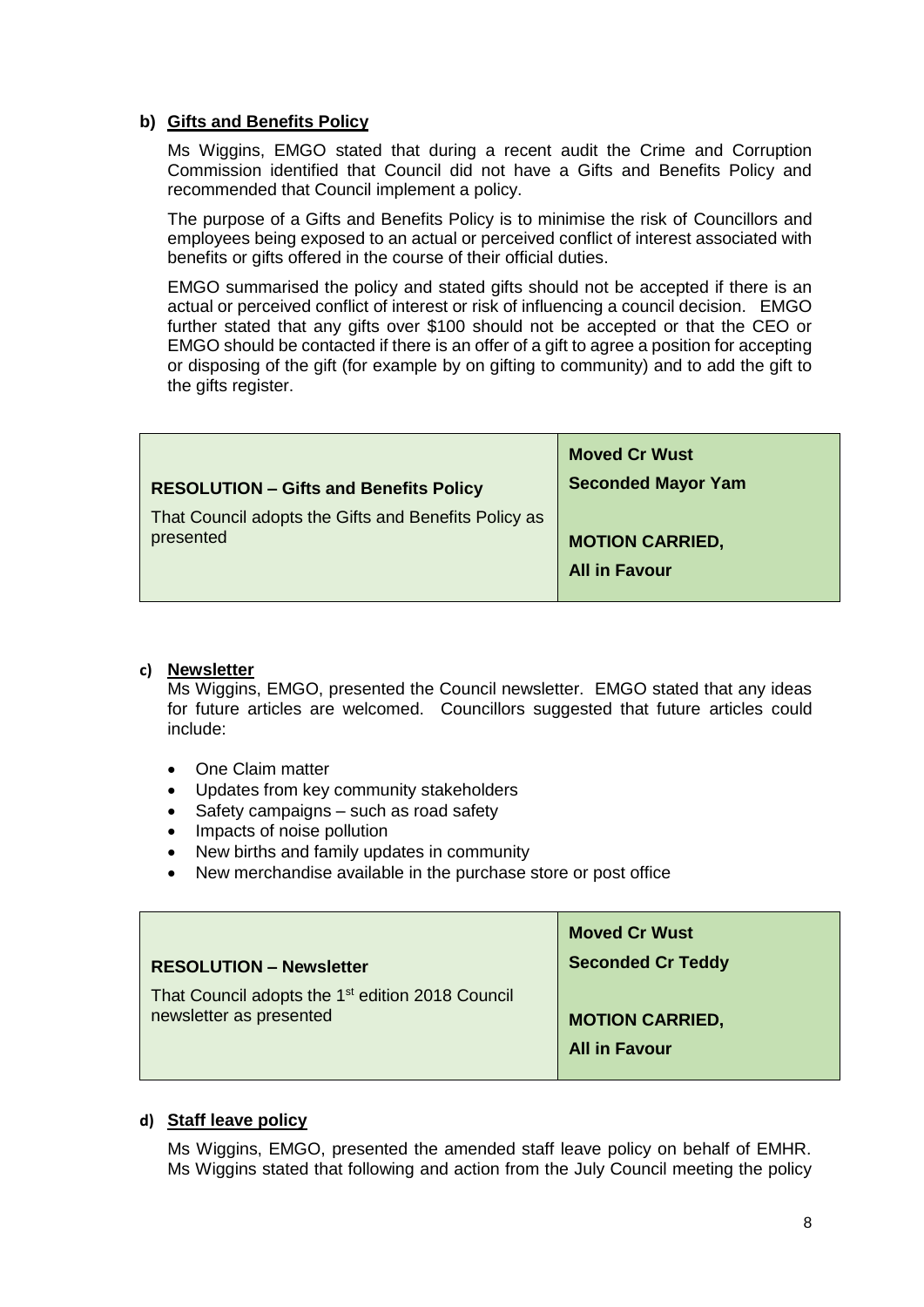**b) Gifts and Benefits Policy**

Ms Wiggins, EMGO stated that during a recent audit the Crime and Corruption Commission identified that Council did not have a Gifts and Benefits Policy and recommended that Council implement a policy.

The purpose of a Gifts and Benefits Policy is to minimise the risk of Councillors and employees being exposed to an actual or perceived conflict of interest associated with benefits or gifts offered in the course of their official duties.

EMGO summarised the policy and stated gifts should not be accepted if there is an actual or perceived conflict of interest or risk of influencing a council decision. EMGO further stated that any gifts over $100 should not be accepted or that the CEO or EMGO should be contacted if there is an offer of a gift to agree a position for accepting or disposing of the gift (for example by on gifting to community) and to add the gift to the gifts register.

| **RESOLUTION – Gifts and Benefits Policy**<br>That Council adopts the Gifts and Benefits Policy as presented | **Moved Cr Wust**<br>**Seconded Mayor Yam**<br><br>**MOTION CARRIED,**<br>**All in Favour** |
|---|---|

**c) Newsletter**

Ms Wiggins, EMGO, presented the Council newsletter. EMGO stated that any ideas for future articles are welcomed. Councillors suggested that future articles could include:

- One Claim matter
- Updates from key community stakeholders
- Safety campaigns – such as road safety
- Impacts of noise pollution
- New births and family updates in community
- New merchandise available in the purchase store or post office

| **RESOLUTION – Newsletter**<br>That Council adopts the 1st edition 2018 Council newsletter as presented | **Moved Cr Wust**<br>**Seconded Cr Teddy**<br><br>**MOTION CARRIED,**<br>**All in Favour** |
|---|---|

**d) Staff leave policy**

Ms Wiggins, EMGO, presented the amended staff leave policy on behalf of EMHR. Ms Wiggins stated that following and action from the July Council meeting the policy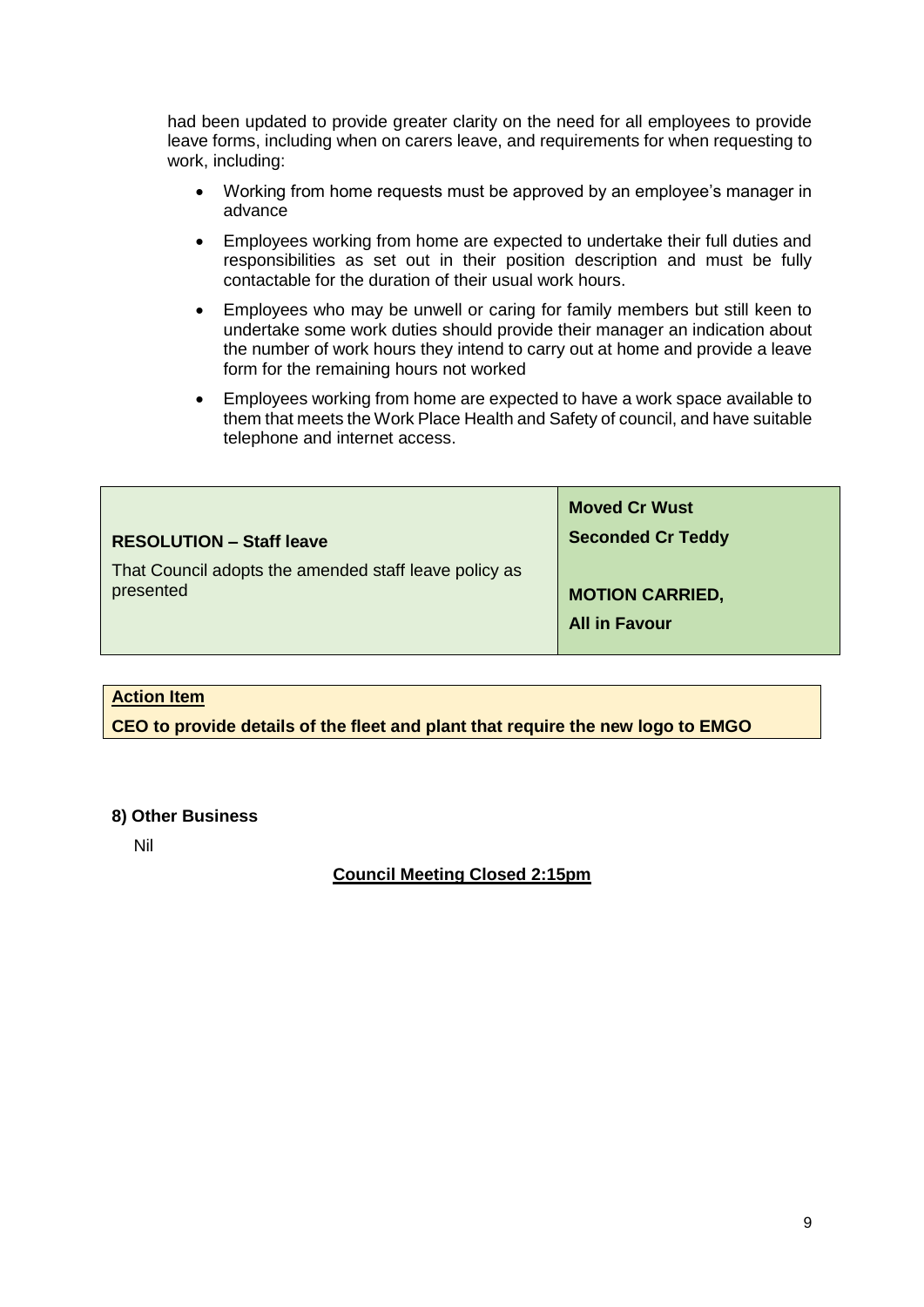had been updated to provide greater clarity on the need for all employees to provide leave forms, including when on carers leave, and requirements for when requesting to work, including:

- Working from home requests must be approved by an employee's manager in advance
- Employees working from home are expected to undertake their full duties and responsibilities as set out in their position description and must be fully contactable for the duration of their usual work hours.
- Employees who may be unwell or caring for family members but still keen to undertake some work duties should provide their manager an indication about the number of work hours they intend to carry out at home and provide a leave form for the remaining hours not worked
- Employees working from home are expected to have a work space available to them that meets the Work Place Health and Safety of council, and have suitable telephone and internet access.

| | |
|---|---|
| **RESOLUTION – Staff leave**<br><br>That Council adopts the amended staff leave policy as presented | **Moved Cr Wust**<br><br>**Seconded Cr Teddy**<br><br>**MOTION CARRIED,**<br><br>**All in Favour** |

**Action Item**

**CEO to provide details of the fleet and plant that require the new logo to EMGO**

**8) Other Business**

Nil

**Council Meeting Closed 2:15pm**